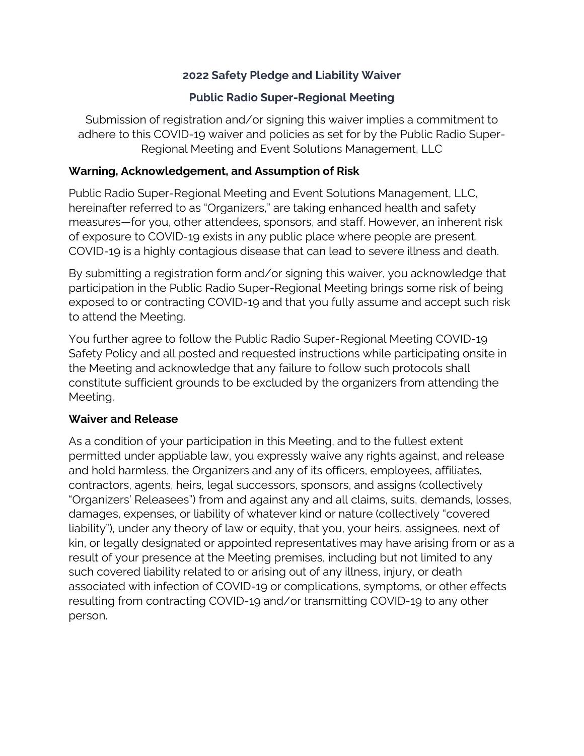**2022 Safety Pledge and Liability Waiver**

**Public Radio Super-Regional Meeting**

Submission of registration and/or signing this waiver implies a commitment to adhere to this COVID-19 waiver and policies as set for by the Public Radio Super-Regional Meeting and Event Solutions Management, LLC

### Warning, Acknowledgement, and Assumption of Risk

Public Radio Super-Regional Meeting and Event Solutions Management, LLC, hereinafter referred to as "Organizers," are taking enhanced health and safety measures—for you, other attendees, sponsors, and staff. However, an inherent risk of exposure to COVID-19 exists in any public place where people are present. COVID-19 is a highly contagious disease that can lead to severe illness and death.

By submitting a registration form and/or signing this waiver, you acknowledge that participation in the Public Radio Super-Regional Meeting brings some risk of being exposed to or contracting COVID-19 and that you fully assume and accept such risk to attend the Meeting.

You further agree to follow the Public Radio Super-Regional Meeting COVID-19 Safety Policy and all posted and requested instructions while participating onsite in the Meeting and acknowledge that any failure to follow such protocols shall constitute sufficient grounds to be excluded by the organizers from attending the Meeting.

### Waiver and Release

As a condition of your participation in this Meeting, and to the fullest extent permitted under appliable law, you expressly waive any rights against, and release and hold harmless, the Organizers and any of its officers, employees, affiliates, contractors, agents, heirs, legal successors, sponsors, and assigns (collectively "Organizers' Releasees") from and against any and all claims, suits, demands, losses, damages, expenses, or liability of whatever kind or nature (collectively "covered liability"), under any theory of law or equity, that you, your heirs, assignees, next of kin, or legally designated or appointed representatives may have arising from or as a result of your presence at the Meeting premises, including but not limited to any such covered liability related to or arising out of any illness, injury, or death associated with infection of COVID-19 or complications, symptoms, or other effects resulting from contracting COVID-19 and/or transmitting COVID-19 to any other person.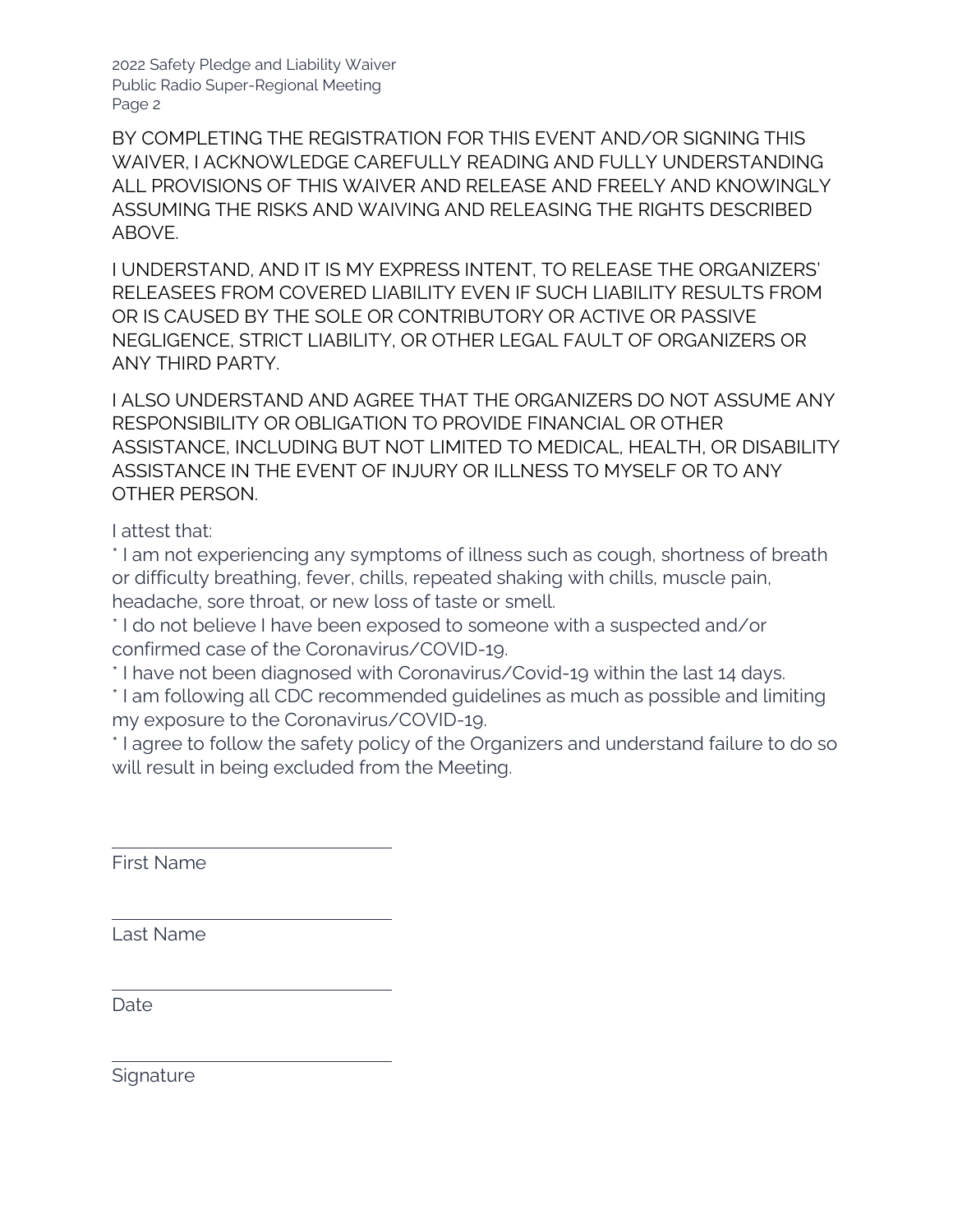BY COMPLETING THE REGISTRATION FOR THIS EVENT AND/OR SIGNING THIS WAIVER, I ACKNOWLEDGE CAREFULLY READING AND FULLY UNDERSTANDING ALL PROVISIONS OF THIS WAIVER AND RELEASE AND FREELY AND KNOWINGLY ASSUMING THE RISKS AND WAIVING AND RELEASING THE RIGHTS DESCRIBED ABOVE.

I UNDERSTAND, AND IT IS MY EXPRESS INTENT, TO RELEASE THE ORGANIZERS' RELEASEES FROM COVERED LIABILITY EVEN IF SUCH LIABILITY RESULTS FROM OR IS CAUSED BY THE SOLE OR CONTRIBUTORY OR ACTIVE OR PASSIVE NEGLIGENCE, STRICT LIABILITY, OR OTHER LEGAL FAULT OF ORGANIZERS OR ANY THIRD PARTY.

I ALSO UNDERSTAND AND AGREE THAT THE ORGANIZERS DO NOT ASSUME ANY RESPONSIBILITY OR OBLIGATION TO PROVIDE FINANCIAL OR OTHER ASSISTANCE, INCLUDING BUT NOT LIMITED TO MEDICAL, HEALTH, OR DISABILITY ASSISTANCE IN THE EVENT OF INJURY OR ILLNESS TO MYSELF OR TO ANY OTHER PERSON.

I attest that:

* I am not experiencing any symptoms of illness such as cough, shortness of breath or difficulty breathing, fever, chills, repeated shaking with chills, muscle pain, headache, sore throat, or new loss of taste or smell.
* I do not believe I have been exposed to someone with a suspected and/or confirmed case of the Coronavirus/COVID-19.
* I have not been diagnosed with Coronavirus/Covid-19 within the last 14 days.
* I am following all CDC recommended guidelines as much as possible and limiting my exposure to the Coronavirus/COVID-19.
* I agree to follow the safety policy of the Organizers and understand failure to do so will result in being excluded from the Meeting.

\_\_\_\_\_\_\_\_\_\_\_\_\_\_\_\_\_\_\_\_\_\_\_\_\_\_\_\_
First Name

\_\_\_\_\_\_\_\_\_\_\_\_\_\_\_\_\_\_\_\_\_\_\_\_\_\_\_\_
Last Name

\_\_\_\_\_\_\_\_\_\_\_\_\_\_\_\_\_\_\_\_\_\_\_\_\_\_\_\_
Date

\_\_\_\_\_\_\_\_\_\_\_\_\_\_\_\_\_\_\_\_\_\_\_\_\_\_\_\_
Signature